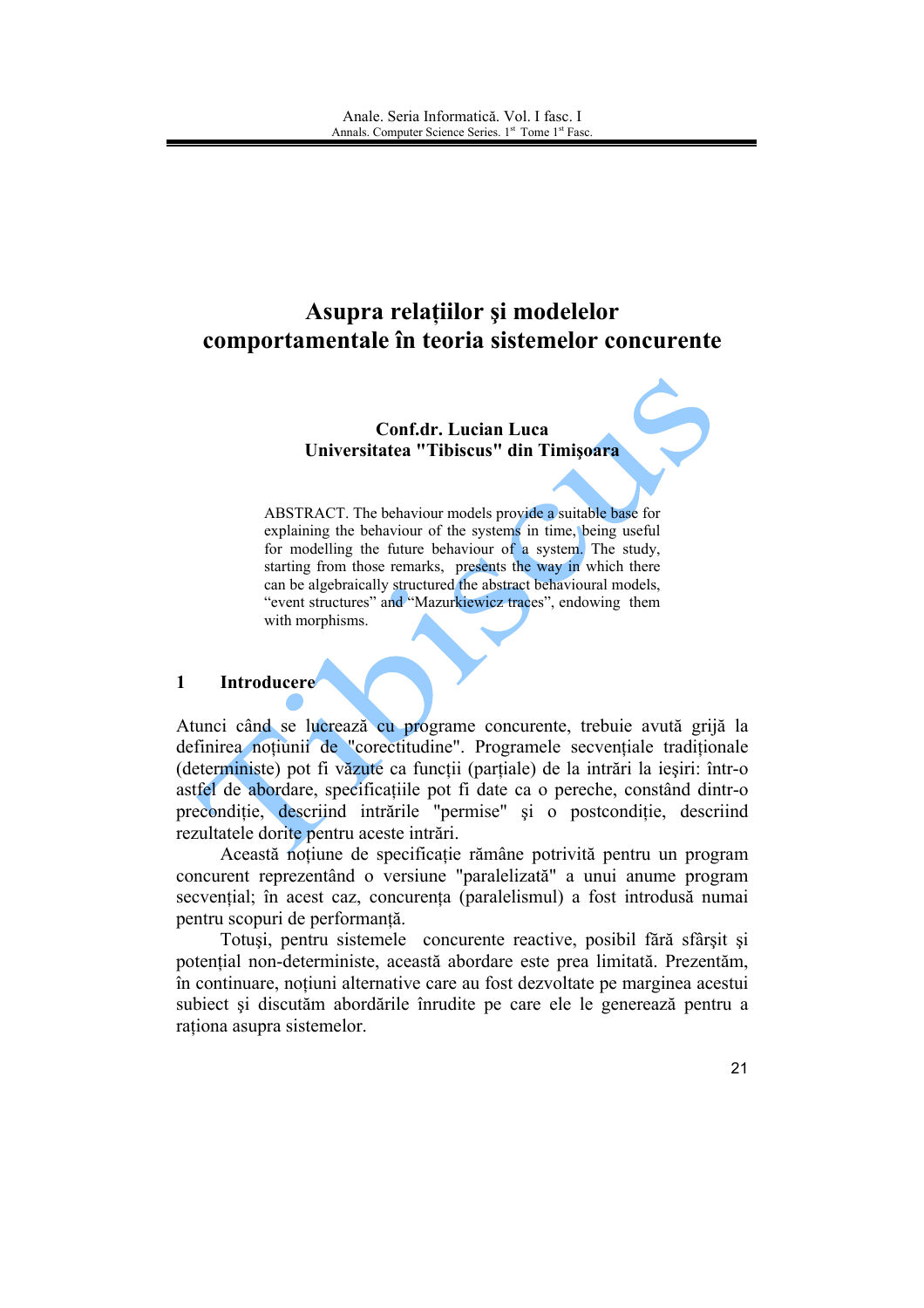# Asupra relațiilor şi modelelor comportamentale în teoria sistemelor concurente

**Conf.dr. Lucian Luca**
**Universitatea "Tibiscus" din Timişoara**

ABSTRACT. The behaviour models provide a suitable base for explaining the behaviour of the systems in time, being useful for modelling the future behaviour of a system. The study, starting from those remarks, presents the way in which there can be algebraically structured the abstract behavioural models, "event structures" and "Mazurkiewicz traces", endowing them with morphisms.

## 1 Introducere

Atunci când se lucrează cu programe concurente, trebuie avută grijă la definirea noțiunii de "corectitudine". Programele secvențiale tradiționale (deterministe) pot fi văzute ca funcții (parțiale) de la intrări la ieşiri: într-o astfel de abordare, specificațiile pot fi date ca o pereche, constând dintr-o precondiție, descriind intrările "permise" şi o postcondiție, descriind rezultatele dorite pentru aceste intrări.

Această noțiune de specificație rămâne potrivită pentru un program concurent reprezentând o versiune "paralelizată" a unui anume program secvențial; în acest caz, concurența (paralelismul) a fost introdusă numai pentru scopuri de performanță.

Totuşi, pentru sistemele concurente reactive, posibil fără sfârşit şi potențial non-deterministe, această abordare este prea limitată. Prezentăm, în continuare, noțiuni alternative care au fost dezvoltate pe marginea acestui subiect şi discutăm abordările înrudite pe care ele le generează pentru a raționa asupra sistemelor.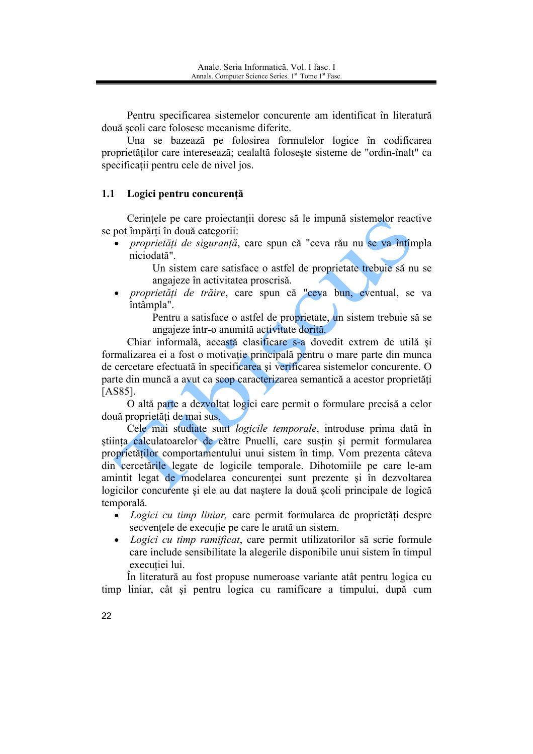Pentru specificarea sistemelor concurente am identificat în literatură două şcoli care folosesc mecanisme diferite.

Una se bazează pe folosirea formulelor logice în codificarea proprietăților care interesează; cealaltă foloseşte sisteme de "ordin-înalt" ca specificații pentru cele de nivel jos.

## 1.1 Logici pentru concurență

Cerințele pe care proiectanții doresc să le impună sistemelor reactive se pot împărți în două categorii:

- *proprietăți de siguranță*, care spun că "ceva rău nu se va întîmpla niciodată".

  Un sistem care satisface o astfel de proprietate trebuie să nu se angajeze în activitatea proscrisă.

- *proprietăți de trăire*, care spun că "ceva bun, eventual, se va întâmpla".

  Pentru a satisface o astfel de proprietate, un sistem trebuie să se angajeze într-o anumită activitate dorită.

Chiar informală, această clasificare s-a dovedit extrem de utilă şi formalizarea ei a fost o motivație principală pentru o mare parte din munca de cercetare efectuată în specificarea şi verificarea sistemelor concurente. O parte din muncă a avut ca scop caracterizarea semantică a acestor proprietăți [AS85].

O altă parte a dezvoltat logici care permit o formulare precisă a celor două proprietăți de mai sus.

Cele mai studiate sunt *logicile temporale*, introduse prima dată în ştiința calculatoarelor de către Pnuelli, care susțin şi permit formularea proprietăților comportamentului unui sistem în timp. Vom prezenta câteva din cercetările legate de logicile temporale. Dihotomiile pe care le-am amintit legat de modelarea concurenței sunt prezente şi în dezvoltarea logicilor concurente şi ele au dat naştere la două şcoli principale de logică temporală.

- *Logici cu timp liniar,* care permit formularea de proprietăți despre secvențele de execuție pe care le arată un sistem.
- *Logici cu timp ramificat*, care permit utilizatorilor să scrie formule care include sensibilitate la alegerile disponibile unui sistem în timpul execuției lui.

În literatură au fost propuse numeroase variante atât pentru logica cu timp liniar, cât şi pentru logica cu ramificare a timpului, după cum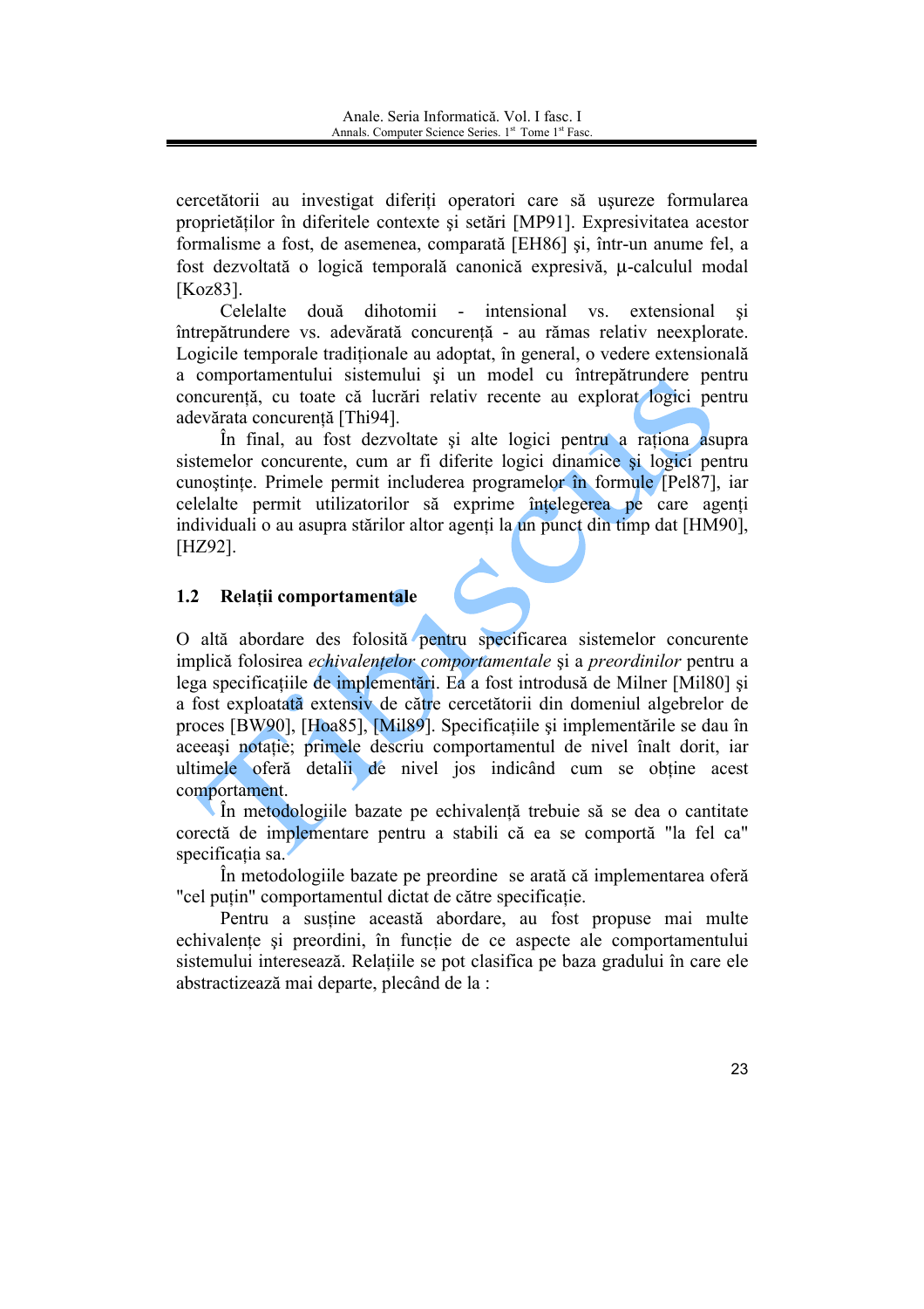cercetătorii au investigat diferiți operatori care să uşureze formularea proprietăților în diferitele contexte şi setări [MP91]. Expresivitatea acestor formalisme a fost, de asemenea, comparată [EH86] şi, într-un anume fel, a fost dezvoltată o logică temporală canonică expresivă, μ-calculul modal [Koz83].

Celelalte două dihotomii - intensional vs. extensional şi întrepătrundere vs. adevărată concurență - au rămas relativ neexplorate. Logicile temporale tradiționale au adoptat, în general, o vedere extensională a comportamentului sistemului şi un model cu întrepătrundere pentru concurență, cu toate că lucrări relativ recente au explorat logici pentru adevărata concurență [Thi94].

În final, au fost dezvoltate şi alte logici pentru a raționa asupra sistemelor concurente, cum ar fi diferite logici dinamice şi logici pentru cunoştințe. Primele permit includerea programelor în formule [Pel87], iar celelalte permit utilizatorilor să exprime înțelegerea pe care agenți individuali o au asupra stărilor altor agenți la un punct din timp dat [HM90], [HZ92].

## 1.2 Relații comportamentale

O altă abordare des folosită pentru specificarea sistemelor concurente implică folosirea *echivalentelor comportamentale* şi a *preordinilor* pentru a lega specificațiile de implementări. Ea a fost introdusă de Milner [Mil80] şi a fost exploatată extensiv de către cercetătorii din domeniul algebrelor de proces [BW90], [Hoa85], [Mil89]. Specificațiile şi implementările se dau în aceeaşi notație; primele descriu comportamentul de nivel înalt dorit, iar ultimele oferă detalii de nivel jos indicând cum se obține acest comportament.

În metodologiile bazate pe echivalență trebuie să se dea o cantitate corectă de implementare pentru a stabili că ea se comportă "la fel ca" specificația sa.

În metodologiile bazate pe preordine se arată că implementarea oferă "cel puțin" comportamentul dictat de către specificație.

Pentru a susține această abordare, au fost propuse mai multe echivalențe şi preordini, în funcție de ce aspecte ale comportamentului sistemului interesează. Relațiile se pot clasifica pe baza gradului în care ele abstractizează mai departe, plecând de la :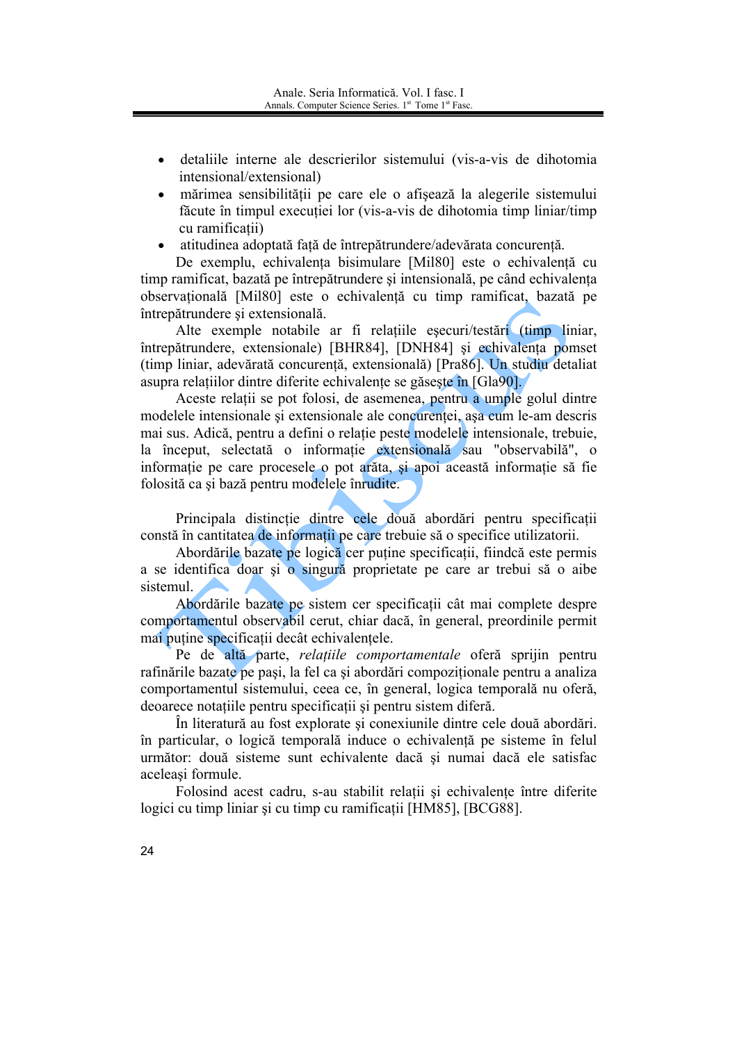- detaliile interne ale descrierilor sistemului (vis-a-vis de dihotomia intensional/extensional)
- mărimea sensibilității pe care ele o afișează la alegerile sistemului făcute în timpul execuției lor (vis-a-vis de dihotomia timp liniar/timp cu ramificații)
- atitudinea adoptată față de întrepătrundere/adevărata concurență.

De exemplu, echivalența bisimulare [Mil80] este o echivalență cu timp ramificat, bazată pe întrepătrundere și intensională, pe când echivalența observațională [Mil80] este o echivalență cu timp ramificat, bazată pe întrepătrundere și extensională.

Alte exemple notabile ar fi relațiile eșecuri/testări (timp liniar, întrepătrundere, extensionale) [BHR84], [DNH84] și echivalența pomset (timp liniar, adevărată concurență, extensională) [Pra86]. Un studiu detaliat asupra relațiilor dintre diferite echivalențe se găsește în [Gla90].

Aceste relații se pot folosi, de asemenea, pentru a umple golul dintre modelele intensionale și extensionale ale concurenței, așa cum le-am descris mai sus. Adică, pentru a defini o relație peste modelele intensionale, trebuie, la început, selectată o informație extensională sau "observabilă", o informație pe care procesele o pot arăta, și apoi această informație să fie folosită ca și bază pentru modelele înrudite.

Principala distincție dintre cele două abordări pentru specificații constă în cantitatea de informații pe care trebuie să o specifice utilizatorii.

Abordările bazate pe logică cer puține specificații, fiindcă este permis a se identifica doar și o singură proprietate pe care ar trebui să o aibe sistemul.

Abordările bazate pe sistem cer specificații cât mai complete despre comportamentul observabil cerut, chiar dacă, în general, preordinile permit mai puține specificații decât echivalențele.

Pe de altă parte, *relațiile comportamentale* oferă sprijin pentru rafinările bazate pe pași, la fel ca și abordări compoziționale pentru a analiza comportamentul sistemului, ceea ce, în general, logica temporală nu oferă, deoarece notațiile pentru specificații și pentru sistem diferă.

În literatură au fost explorate și conexiunile dintre cele două abordări. în particular, o logică temporală induce o echivalență pe sisteme în felul următor: două sisteme sunt echivalente dacă și numai dacă ele satisfac aceleași formule.

Folosind acest cadru, s-au stabilit relații și echivalențe între diferite logici cu timp liniar și cu timp cu ramificații [HM85], [BCG88].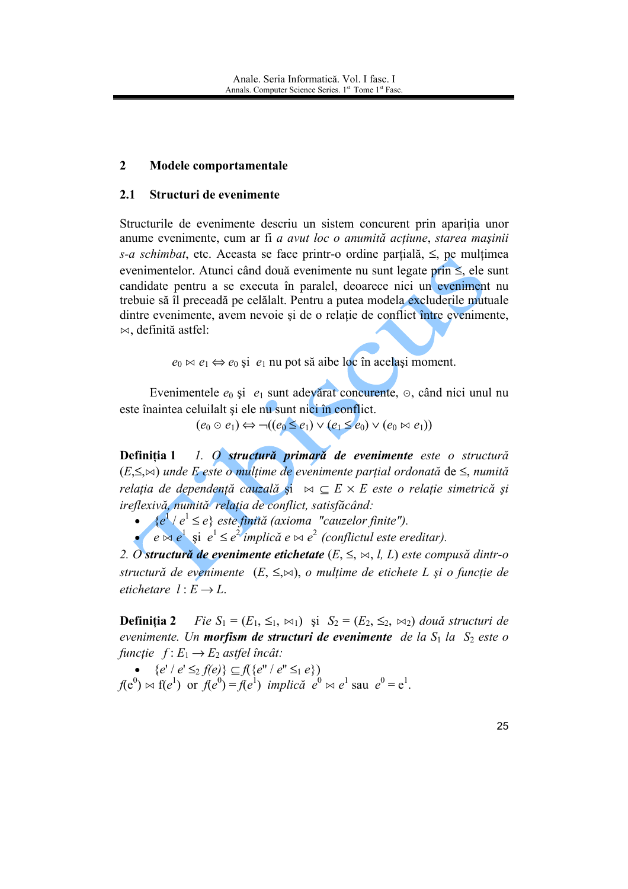## 2 Modele comportamentale

### 2.1 Structuri de evenimente

Structurile de evenimente descriu un sistem concurent prin apariția unor anume evenimente, cum ar fi *a avut loc o anumită acțiune*, *starea mașinii s-a schimbat*, etc. Aceasta se face printr-o ordine parțială, $\leq$, pe mulțimea evenimentelor. Atunci când două evenimente nu sunt legate prin $\leq$, ele sunt candidate pentru a se executa în paralel, deoarece nici un eveniment nu trebuie să îl preceadă pe celălalt. Pentru a putea modela excluderile mutuale dintre evenimente, avem nevoie și de o relație de conflict între evenimente, $\bowtie$, definită astfel:

$$e_0 \bowtie e_1 \Leftrightarrow e_0 \text{ și } e_1 \text{ nu pot să aibe loc în același moment.}$$

Evenimentele $e_0$ și $e_1$ sunt adevărat concurente, $\odot$, când nici unul nu este înaintea celuilalt și ele nu sunt nici în conflict.

$$(e_0 \odot e_1) \Leftrightarrow \neg((e_0 \leq e_1) \vee (e_1 \leq e_0) \vee (e_0 \bowtie e_1))$$

**Definiția 1** *1. O* ***structură primară*** *de* ***evenimente*** *este o structură* $(E,\leq,\bowtie)$ *unde E este o mulțime de evenimente parțial ordonată* de $\leq$, *numită relația de dependență cauzală și* $\bowtie \subseteq E \times E$ *este o relație simetrică și ireflexivă, numită relația de conflict, satisfăcând:*

- $\{e^1 / e^1 \leq e\}$ *este finită (axioma "cauzelor finite").*
- $e \bowtie e^1$ și $e^1 \leq e^2$ *implică* $e \bowtie e^2$ *(conflictul este ereditar).*

*2. O* ***structură de evenimente etichetate*** $(E, \leq, \bowtie, l, L)$ *este compusă dintr-o structură de evenimente* $(E, \leq,\bowtie)$, *o mulțime de etichete L și o funcție de etichetare* $l : E \rightarrow L$.

**Definiția 2** *Fie* $S_1 = (E_1, \leq_1, \bowtie_1)$ și $S_2 = (E_2, \leq_2, \bowtie_2)$ *două structuri de evenimente. Un* ***morfism de structuri de evenimente*** *de la* $S_1$ *la* $S_2$ *este o funcție* $f : E_1 \rightarrow E_2$ *astfel încât:*

- $\{e' / e' \leq_2 f(e)\} \subseteq f(\{e'' / e'' \leq_1 e\})$

$f(e^0) \bowtie f(e^1)$ or $f(e^0) = f(e^1)$ *implică* $e^0 \bowtie e^1$ sau $e^0 = e^1$.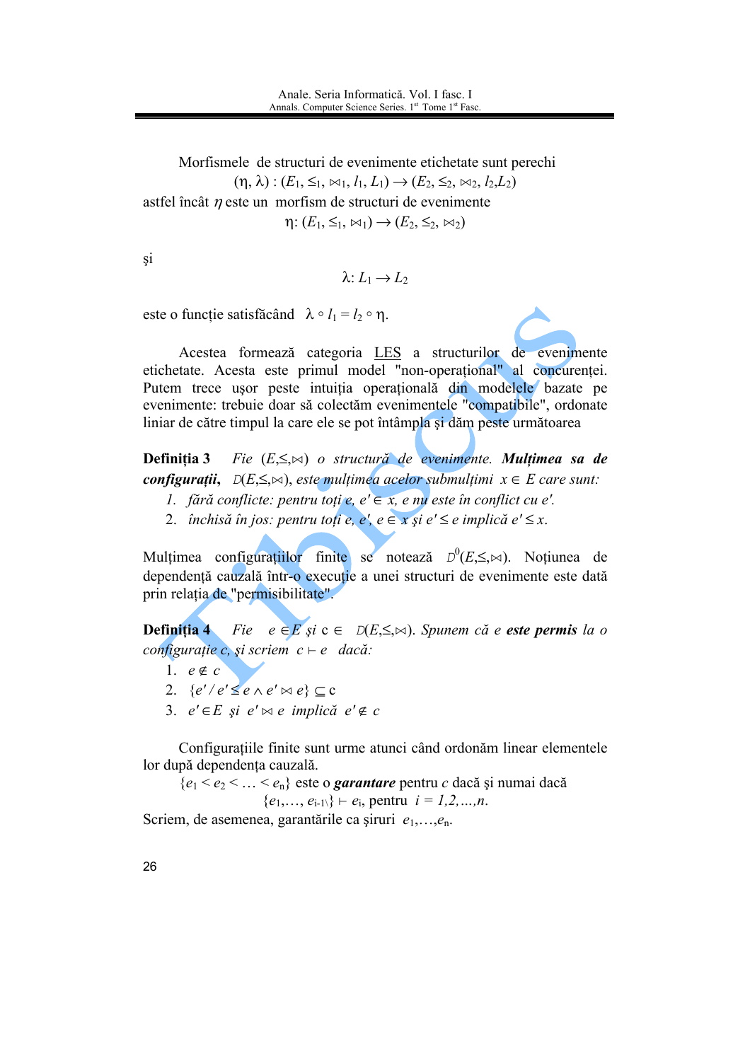Morfismele de structuri de evenimente etichetate sunt perechi

$$(\eta, \lambda) : (E_1, \leq_1, \bowtie_1, l_1, L_1) \rightarrow (E_2, \leq_2, \bowtie_2, l_2, L_2)$$

astfel încât $\eta$ este un morfism de structuri de evenimente

$$\eta: (E_1, \leq_1, \bowtie_1) \rightarrow (E_2, \leq_2, \bowtie_2)$$

și

$$\lambda: L_1 \rightarrow L_2$$

este o funcție satisfăcând $\lambda \circ l_1 = l_2 \circ \eta$.

Acestea formează categoria LES a structurilor de evenimente etichetate. Acesta este primul model "non-operațional" al concurenței. Putem trece ușor peste intuiția operațională din modelele bazate pe evenimente: trebuie doar să colectăm evenimentele "compatibile", ordonate liniar de către timpul la care ele se pot întâmpla și dăm peste următoarea

**Definiția 3** *Fie $(E,\leq,\bowtie)$ o structură de evenimente.* ***Mulțimea sa de configurații,*** *$\mathcal{D}(E,\leq,\bowtie)$, este mulțimea acelor submulțimi $x \in E$ care sunt:*

1. *fără conflicte: pentru toți $e, e' \in x$, $e$ nu este în conflict cu $e'$.*
2. *închisă în jos: pentru toți $e, e'$, $e \in x$ și $e' \leq e$ implică $e' \leq x$.*

Mulțimea configurațiilor finite se notează $\mathcal{D}^0(E,\leq,\bowtie)$. Noțiunea de dependență cauzală într-o execuție a unei structuri de evenimente este dată prin relația de "permisibilitate".

**Definiția 4** *Fie $e \in E$ și $c \in \mathcal{D}(E,\leq,\bowtie)$. Spunem că $e$* ***este permis*** *la o configurație $c$, și scriem $c \vdash e$ dacă:*

1. $e \notin c$
2. $\{e' / e' \leq e \wedge e' \bowtie e\} \subseteq c$
3. *$e' \in E$ și $e' \bowtie e$ implică $e' \notin c$*

Configurațiile finite sunt urme atunci când ordonăm linear elementele lor după dependența cauzală.

$\{e_1 < e_2 < \ldots < e_n\}$ este o ***garantare*** pentru $c$ dacă și numai dacă

$\{e_1,\ldots, e_{i-1\backslash}\} \vdash e_i$, pentru $i = 1,2,\ldots,n$.

Scriem, de asemenea, garantările ca șiruri $e_1,\ldots,e_n$.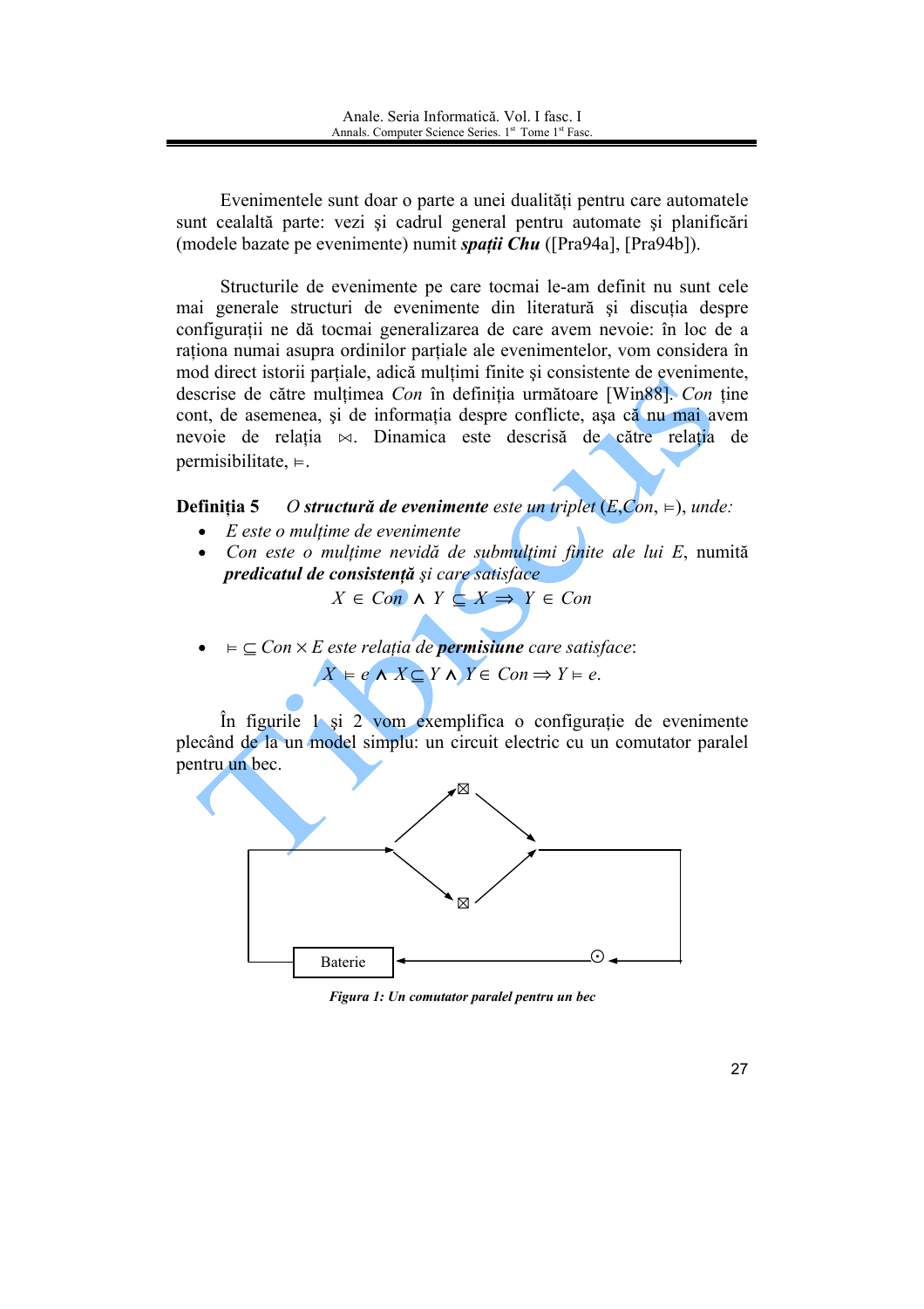Evenimentele sunt doar o parte a unei dualități pentru care automatele sunt cealaltă parte: vezi și cadrul general pentru automate și planificări (modele bazate pe evenimente) numit ***spații Chu*** ([Pra94a], [Pra94b]).

Structurile de evenimente pe care tocmai le-am definit nu sunt cele mai generale structuri de evenimente din literatură și discuția despre configurații ne dă tocmai generalizarea de care avem nevoie: în loc de a raționa numai asupra ordinilor parțiale ale evenimentelor, vom considera în mod direct istorii parțiale, adică mulțimi finite și consistente de evenimente, descrise de către mulțimea *Con* în definiția următoare [Win88]. *Con* ține cont, de asemenea, și de informația despre conflicte, așa că nu mai avem nevoie de relația $\bowtie$. Dinamica este descrisă de către relația de permisibilitate, $\vDash$.

**Definiția 5** *O **structură de evenimente** este un triplet* $(E, Con, \vDash)$*, unde:*

- *E este o mulțime de evenimente*
- *Con este o mulțime nevidă de submulțimi finite ale lui E, numită **predicatul de consistență** și care satisface*

$$X \in Con \wedge Y \subseteq X \Rightarrow Y \in Con$$

- $\vDash \subseteq Con \times E$ *este relația de **permisiune** care satisface:*

$$X \vDash e \wedge X \subseteq Y \wedge Y \in Con \Rightarrow Y \vDash e.$$

În figurile 1 și 2 vom exemplifica o configurație de evenimente plecând de la un model simplu: un circuit electric cu un comutator paralel pentru un bec.

*Figura 1: Un comutator paralel pentru un bec*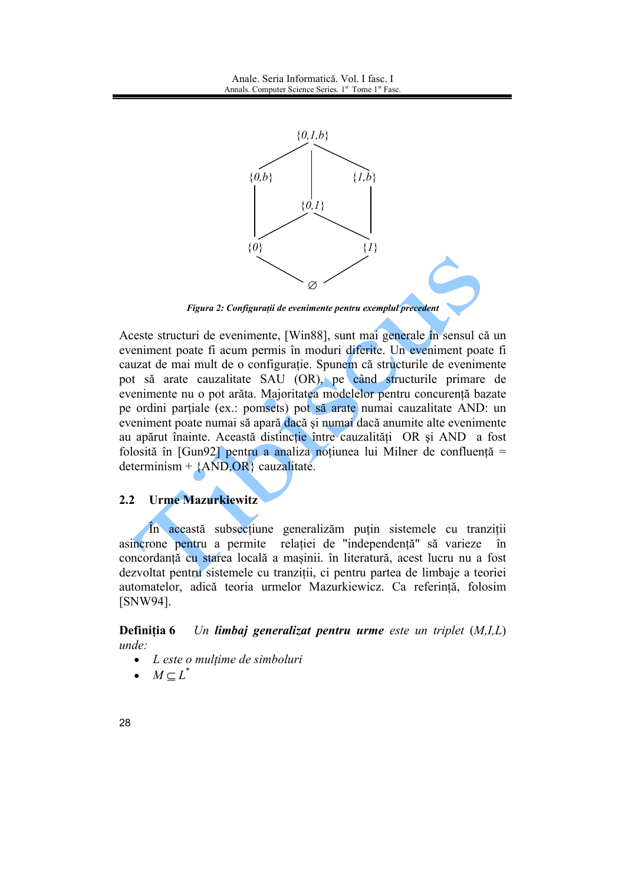Figura 2: Configurații de evenimente pentru exemplul precedent

Aceste structuri de evenimente, [Win88], sunt mai generale în sensul că un eveniment poate fi acum permis în moduri diferite. Un eveniment poate fi cauzat de mai mult de o configurație. Spunem că structurile de evenimente pot să arate cauzalitate SAU (OR), pe când structurile primare de evenimente nu o pot arăta. Majoritatea modelelor pentru concurență bazate pe ordini parțiale (ex.: pomsets) pot să arate numai cauzalitate AND: un eveniment poate numai să apară dacă şi numai dacă anumite alte evenimente au apărut înainte. Această distincție între cauzalități OR şi AND a fost folosită în [Gun92] pentru a analiza noțiunea lui Milner de confluență = determinism + {AND,OR} cauzalitate.

## 2.2 Urme Mazurkiewitz

În această subsecțiune generalizăm puțin sistemele cu tranziții asincrone pentru a permite relației de "independență" să varieze în concordanță cu starea locală a maşinii. în literatură, acest lucru nu a fost dezvoltat pentru sistemele cu tranziții, ci pentru partea de limbaje a teoriei automatelor, adică teoria urmelor Mazurkiewicz. Ca referință, folosim [SNW94].

**Definiția 6** *Un **limbaj generalizat pentru urme** este un triplet* $(M,I,L)$ *unde:*

- *L este o mulțime de simboluri*
- $M \subseteq L^*$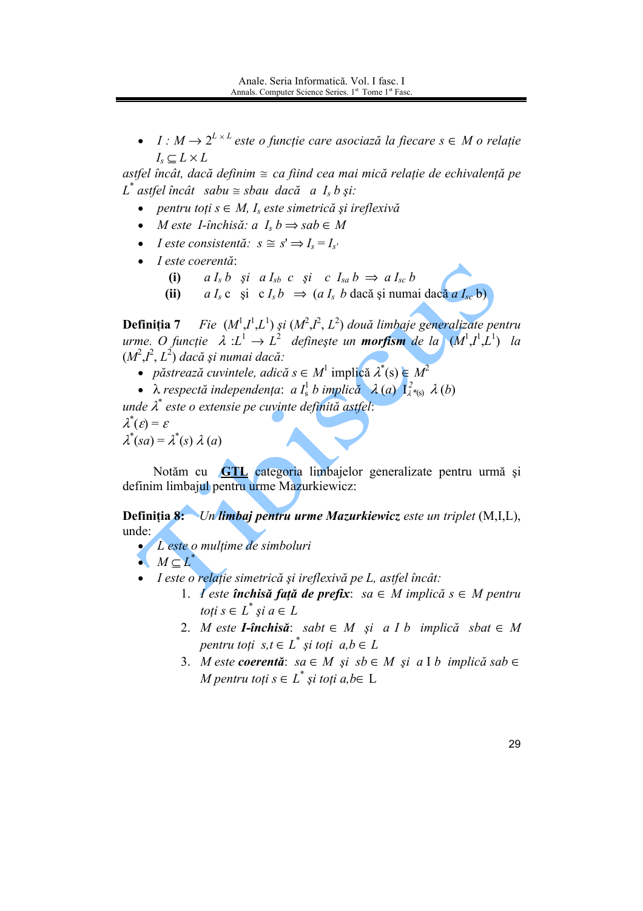- *$I : M \to 2^{L \times L}$ este o funcție care asociază la fiecare $s \in M$ o relație $I_s \subseteq L \times L$*

*astfel încât, dacă definim $\cong$ ca fiind cea mai mică relație de echivalență pe $L^*$ astfel încât $sabu \cong sbau$ dacă $a\ I_s\ b$ și:*

- *pentru toți $s \in M$, $I_s$ este simetrică și ireflexivă*
- *$M$ este I-închisă: $a\ I_s\ b \Rightarrow sab \in M$*
- *$I$ este consistentă: $s \cong s' \Rightarrow I_s = I_{s'}$*
- *$I$ este coerentă:*
  - **(i)** $a\ I_s\ b$ și $a\ I_{sb}\ c$ și $c\ I_{sa}\ b \Rightarrow a\ I_{sc}\ b$
  - **(ii)** $a\ I_s\ c$ și $c\ I_s\ b \Rightarrow (a\ I_s\ b$ dacă și numai dacă $a\ I_{sc}\ b)$

**Definiția 7** *Fie $(M^1,I^1,L^1)$ și $(M^2,I^2,L^2)$ două limbaje generalizate pentru urme. O funcție $\lambda : L^1 \to L^2$ definește un **morfism** de la $(M^1,I^1,L^1)$ la $(M^2,I^2,L^2)$ dacă și numai dacă:*

- *păstrează cuvintele, adică $s \in M^1$* implică $\lambda^*(s) \in M^2$
- *$\lambda$ respectă independența: $a\ I^1_s\ b$ implică $\lambda(a)\ I^2_{\lambda^*(s)}\ \lambda(b)$*

*unde $\lambda^*$ este o extensie pe cuvinte definită astfel:*

$\lambda^*(\varepsilon) = \varepsilon$

$\lambda^*(sa) = \lambda^*(s)\ \lambda(a)$

Notăm cu **GTL** categoria limbajelor generalizate pentru urmă și definim limbajul pentru urme Mazurkiewicz:

**Definiția 8:** *Un **limbaj pentru urme Mazurkiewicz** este un triplet* (M,I,L), unde:

- *$L$ este o mulțime de simboluri*
- *$M \subseteq L^*$*
- *$I$ este o relație simetrică și ireflexivă pe $L$, astfel încât:*
  1. *$I$ este **închisă față de prefix**: $sa \in M$ implică $s \in M$ pentru toți $s \in L^*$ și $a \in L$*
  2. *$M$ este **I-închisă**: $sabt \in M$ și $a\ I\ b$ implică $sbat \in M$ pentru toți $s,t \in L^*$ și toți $a,b \in L$*
  3. *$M$ este **coerentă**: $sa \in M$ și $sb \in M$ și $a\ I\ b$ implică $sab \in M$ pentru toți $s \in L^*$ și toți $a,b \in L$*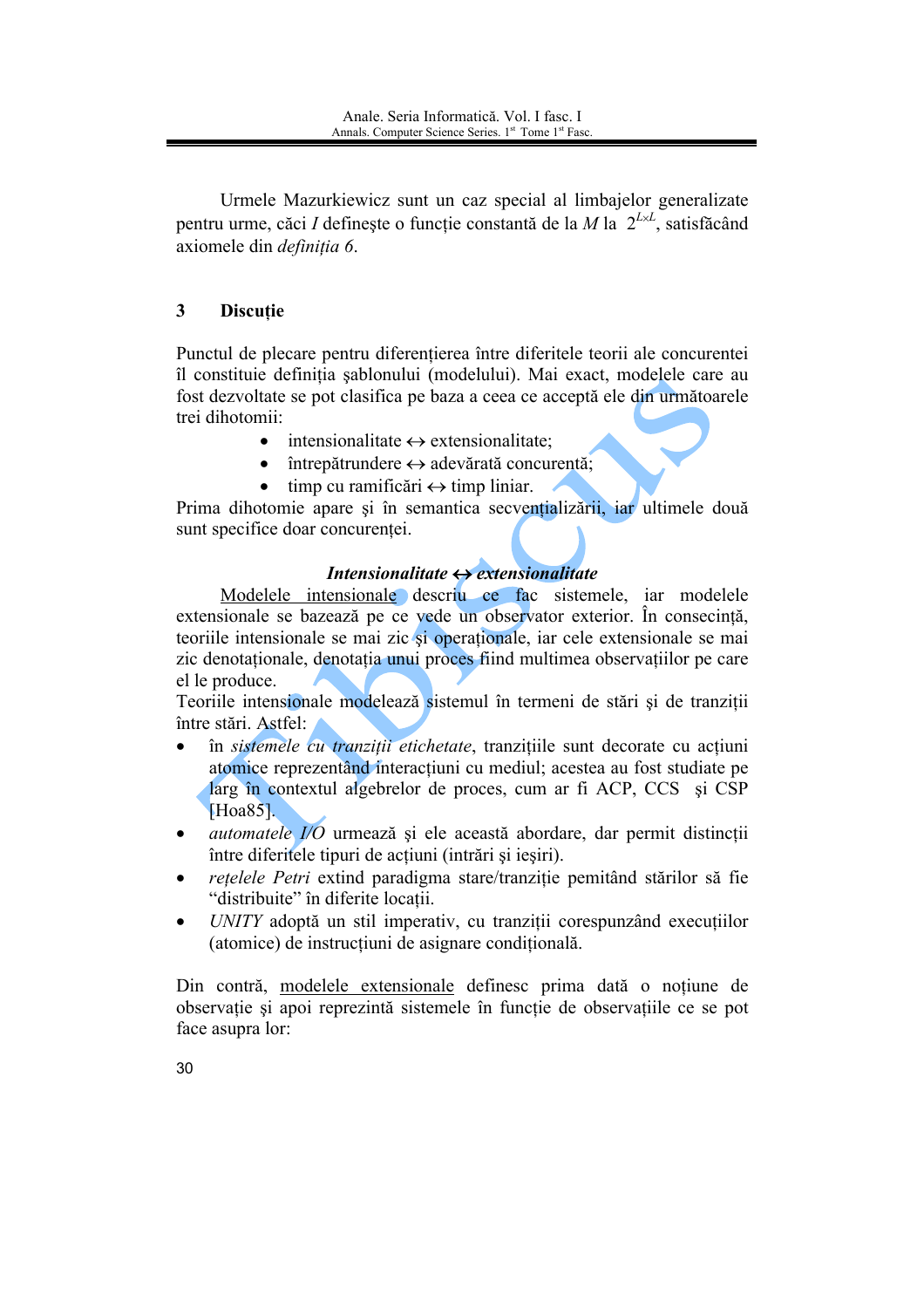Urmele Mazurkiewicz sunt un caz special al limbajelor generalizate pentru urme, căci $I$ defineşte o funcţie constantă de la $M$ la $2^{L \times L}$, satisfăcând axiomele din *definiţia 6*.

## 3 Discuţie

Punctul de plecare pentru diferenţierea între diferitele teorii ale concurentei îl constituie definiţia şablonului (modelului). Mai exact, modelele care au fost dezvoltate se pot clasifica pe baza a ceea ce acceptă ele din următoarele trei dihotomii:

- intensionalitate ↔ extensionalitate;
- întrepătrundere ↔ adevărată concurenţă;
- timp cu ramificări ↔ timp liniar.

Prima dihotomie apare şi în semantica secvenţializării, iar ultimele două sunt specifice doar concurenţei.

### *Intensionalitate ↔ extensionalitate*

Modelele intensionale descriu ce fac sistemele, iar modelele extensionale se bazează pe ce vede un observator exterior. În consecinţă, teoriile intensionale se mai zic şi operaţionale, iar cele extensionale se mai zic denotaţionale, denotaţia unui proces fiind multimea observaţiilor pe care el le produce.

Teoriile intensionale modelează sistemul în termeni de stări şi de tranziţii între stări. Astfel:

- în *sistemele cu tranziţii etichetate*, tranziţiile sunt decorate cu acţiuni atomice reprezentând interacţiuni cu mediul; acestea au fost studiate pe larg în contextul algebrelor de proces, cum ar fi ACP, CCS şi CSP [Hoa85].
- *automatele I/O* urmează şi ele această abordare, dar permit distincţii între diferitele tipuri de acţiuni (intrări şi ieşiri).
- *reţelele Petri* extind paradigma stare/tranziţie pemitând stărilor să fie "distribuite" în diferite locaţii.
- *UNITY* adoptă un stil imperativ, cu tranziţii corespunzând execuţiilor (atomice) de instrucţiuni de asignare condiţională.

Din contră, modelele extensionale definesc prima dată o noţiune de observaţie şi apoi reprezintă sistemele în funcţie de observaţiile ce se pot face asupra lor: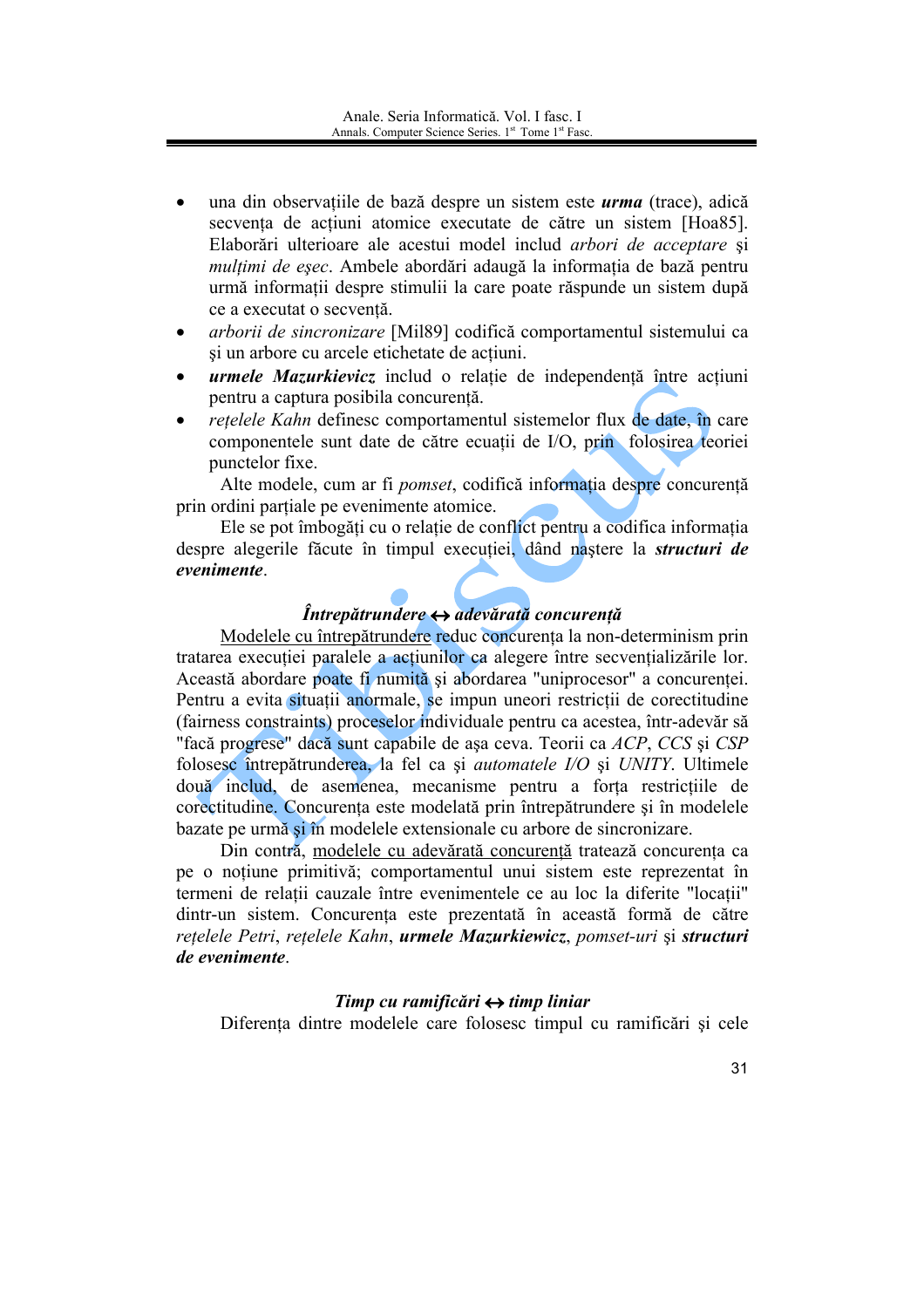- una din observațiile de bază despre un sistem este ***urma*** (trace), adică secvența de acțiuni atomice executate de către un sistem [Hoa85]. Elaborări ulterioare ale acestui model includ *arbori de acceptare* și *mulțimi de eșec*. Ambele abordări adaugă la informația de bază pentru urmă informații despre stimulii la care poate răspunde un sistem după ce a executat o secvență.
- *arborii de sincronizare* [Mil89] codifică comportamentul sistemului ca și un arbore cu arcele etichetate de acțiuni.
- ***urmele Mazurkievicz*** includ o relație de independență între acțiuni pentru a captura posibila concurență.
- *rețelele Kahn* definesc comportamentul sistemelor flux de date, în care componentele sunt date de către ecuații de I/O, prin folosirea teoriei punctelor fixe.

Alte modele, cum ar fi *pomset*, codifică informația despre concurență prin ordini parțiale pe evenimente atomice.

Ele se pot îmbogăți cu o relație de conflict pentru a codifica informația despre alegerile făcute în timpul execuției, dând naștere la ***structuri de evenimente***.

### *Întrepătrundere ↔ adevărată concurență*

Modelele cu întrepătrundere reduc concurența la non-determinism prin tratarea execuției paralele a acțiunilor ca alegere între secvențializările lor. Această abordare poate fi numită și abordarea "uniprocesor" a concurenței. Pentru a evita situații anormale, se impun uneori restricții de corectitudine (fairness constraints) proceselor individuale pentru ca acestea, într-adevăr să "facă progrese" dacă sunt capabile de așa ceva. Teorii ca *ACP*, *CCS* și *CSP* folosesc întrepătrunderea, la fel ca și *automatele I/O* și *UNITY*. Ultimele două includ, de asemenea, mecanisme pentru a forța restricțiile de corectitudine. Concurența este modelată prin întrepătrundere și în modelele bazate pe urmă și în modelele extensionale cu arbore de sincronizare.

Din contră, modelele cu adevărată concurență tratează concurența ca pe o noțiune primitivă; comportamentul unui sistem este reprezentat în termeni de relații cauzale între evenimentele ce au loc la diferite "locații" dintr-un sistem. Concurența este prezentată în această formă de către *rețelele Petri*, *rețelele Kahn*, ***urmele Mazurkiewicz***, *pomset-uri* și ***structuri de evenimente***.

### *Timp cu ramificări ↔ timp liniar*

Diferența dintre modelele care folosesc timpul cu ramificări și cele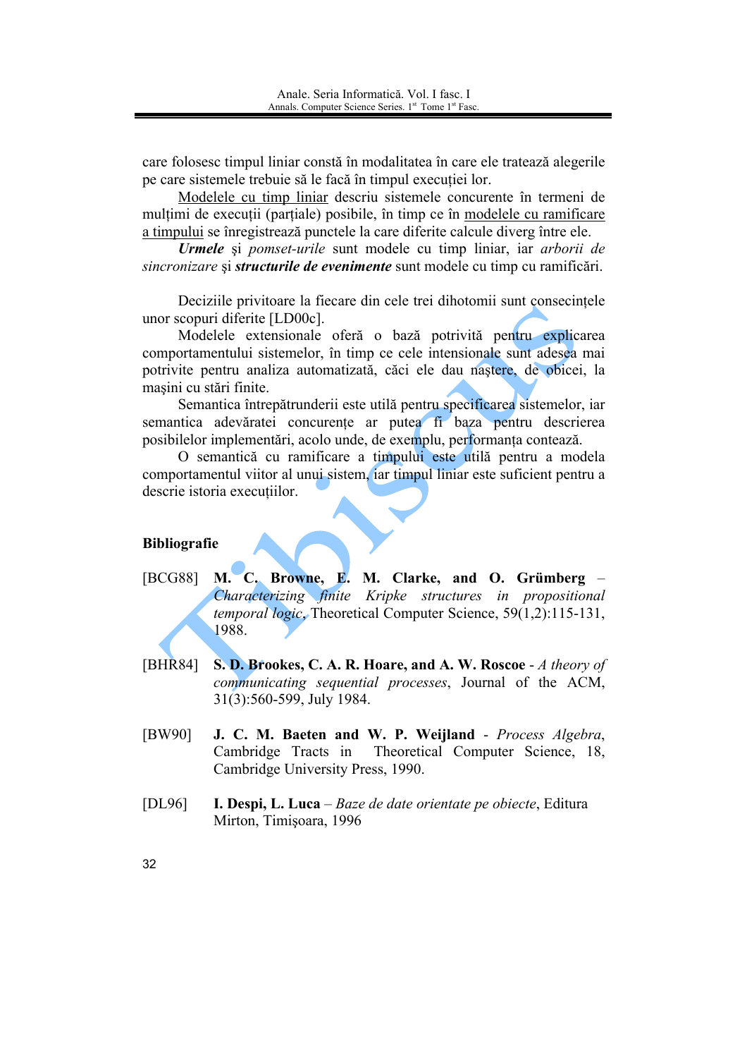care folosesc timpul liniar constă în modalitatea în care ele tratează alegerile pe care sistemele trebuie să le facă în timpul execuției lor.

Modelele cu timp liniar descriu sistemele concurente în termeni de mulțimi de execuții (parțiale) posibile, în timp ce în modelele cu ramificare a timpului se înregistrează punctele la care diferite calcule diverg între ele.

***Urmele*** şi *pomset-urile* sunt modele cu timp liniar, iar *arborii de sincronizare* şi ***structurile de evenimente*** sunt modele cu timp cu ramificări.

Deciziile privitoare la fiecare din cele trei dihotomii sunt consecințele unor scopuri diferite [LD00c].

Modelele extensionale oferă o bază potrivită pentru explicarea comportamentului sistemelor, în timp ce cele intensionale sunt adesea mai potrivite pentru analiza automatizată, căci ele dau naştere, de obicei, la maşini cu stări finite.

Semantica întrepătrunderii este utilă pentru specificarea sistemelor, iar semantica adevăratei concurențe ar putea fi baza pentru descrierea posibilelor implementări, acolo unde, de exemplu, performanța contează.

O semantică cu ramificare a timpului este utilă pentru a modela comportamentul viitor al unui sistem, iar timpul liniar este suficient pentru a descrie istoria execuțiilor.

## Bibliografie

[BCG88] **M. C. Browne, E. M. Clarke, and O. Grümberg** – *Characterizing finite Kripke structures in propositional temporal logic*, Theoretical Computer Science, 59(1,2):115-131, 1988.

[BHR84] **S. D. Brookes, C. A. R. Hoare, and A. W. Roscoe** - *A theory of communicating sequential processes*, Journal of the ACM, 31(3):560-599, July 1984.

[BW90] **J. C. M. Baeten and W. P. Weijland** - *Process Algebra*, Cambridge Tracts in Theoretical Computer Science, 18, Cambridge University Press, 1990.

[DL96] **I. Despi, L. Luca** – *Baze de date orientate pe obiecte*, Editura Mirton, Timişoara, 1996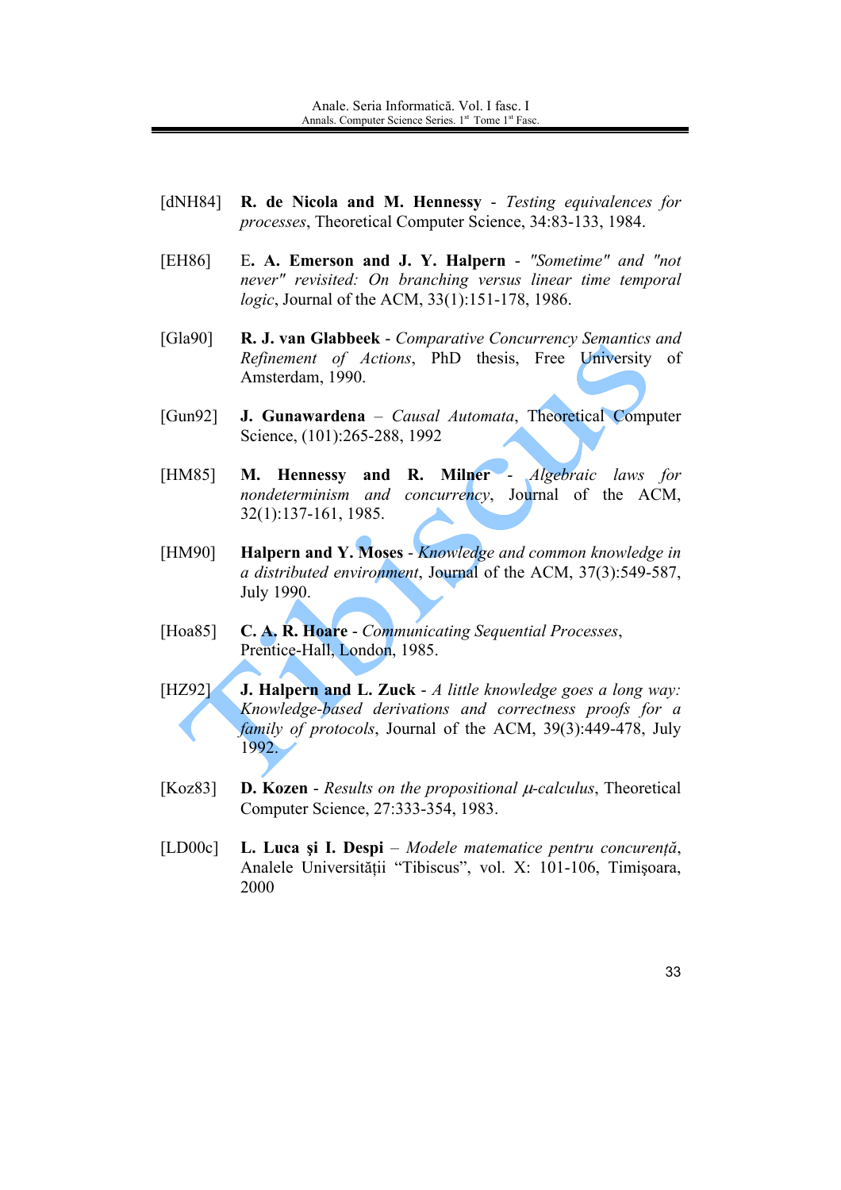[dNH84] **R. de Nicola and M. Hennessy** - *Testing equivalences for processes*, Theoretical Computer Science, 34:83-133, 1984.

[EH86] **E. A. Emerson and J. Y. Halpern** - *"Sometime" and "not never" revisited: On branching versus linear time temporal logic*, Journal of the ACM, 33(1):151-178, 1986.

[Gla90] **R. J. van Glabbeek** - *Comparative Concurrency Semantics and Refinement of Actions*, PhD thesis, Free University of Amsterdam, 1990.

[Gun92] **J. Gunawardena** – *Causal Automata*, Theoretical Computer Science, (101):265-288, 1992

[HM85] **M. Hennessy and R. Milner** - *Algebraic laws for nondeterminism and concurrency*, Journal of the ACM, 32(1):137-161, 1985.

[HM90] **Halpern and Y. Moses** - *Knowledge and common knowledge in a distributed environment*, Journal of the ACM, 37(3):549-587, July 1990.

[Hoa85] **C. A. R. Hoare** - *Communicating Sequential Processes*, Prentice-Hall, London, 1985.

[HZ92] **J. Halpern and L. Zuck** - *A little knowledge goes a long way: Knowledge-based derivations and correctness proofs for a family of protocols*, Journal of the ACM, 39(3):449-478, July 1992.

[Koz83] **D. Kozen** - *Results on the propositional $\mu$-calculus*, Theoretical Computer Science, 27:333-354, 1983.

[LD00c] **L. Luca şi I. Despi** – *Modele matematice pentru concurenţă*, Analele Universităţii "Tibiscus", vol. X: 101-106, Timişoara, 2000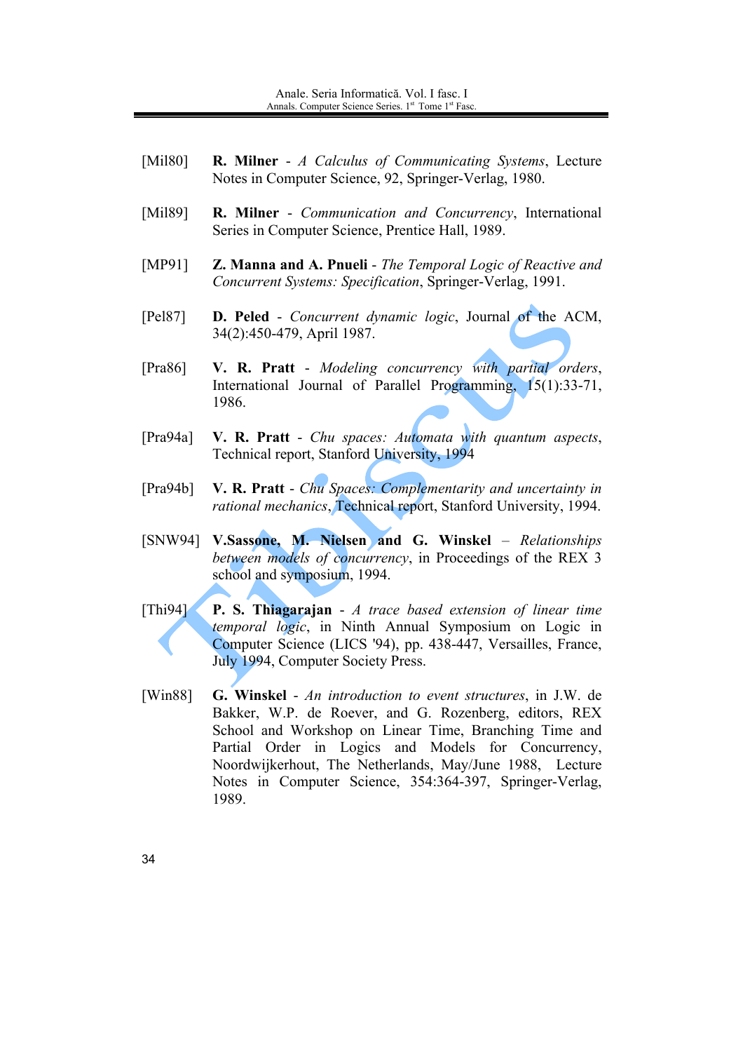[Mil80] **R. Milner** - *A Calculus of Communicating Systems*, Lecture Notes in Computer Science, 92, Springer-Verlag, 1980.

[Mil89] **R. Milner** - *Communication and Concurrency*, International Series in Computer Science, Prentice Hall, 1989.

[MP91] **Z. Manna and A. Pnueli** - *The Temporal Logic of Reactive and Concurrent Systems: Specification*, Springer-Verlag, 1991.

[Pel87] **D. Peled** - *Concurrent dynamic logic*, Journal of the ACM, 34(2):450-479, April 1987.

[Pra86] **V. R. Pratt** - *Modeling concurrency with partial orders*, International Journal of Parallel Programming, 15(1):33-71, 1986.

[Pra94a] **V. R. Pratt** - *Chu spaces: Automata with quantum aspects*, Technical report, Stanford University, 1994

[Pra94b] **V. R. Pratt** - *Chu Spaces: Complementarity and uncertainty in rational mechanics*, Technical report, Stanford University, 1994.

[SNW94] **V.Sassone, M. Nielsen and G. Winskel** – *Relationships between models of concurrency*, in Proceedings of the REX 3 school and symposium, 1994.

[Thi94] **P. S. Thiagarajan** - *A trace based extension of linear time temporal logic*, in Ninth Annual Symposium on Logic in Computer Science (LICS '94), pp. 438-447, Versailles, France, July 1994, Computer Society Press.

[Win88] **G. Winskel** - *An introduction to event structures*, in J.W. de Bakker, W.P. de Roever, and G. Rozenberg, editors, REX School and Workshop on Linear Time, Branching Time and Partial Order in Logics and Models for Concurrency, Noordwijkerhout, The Netherlands, May/June 1988, Lecture Notes in Computer Science, 354:364-397, Springer-Verlag, 1989.